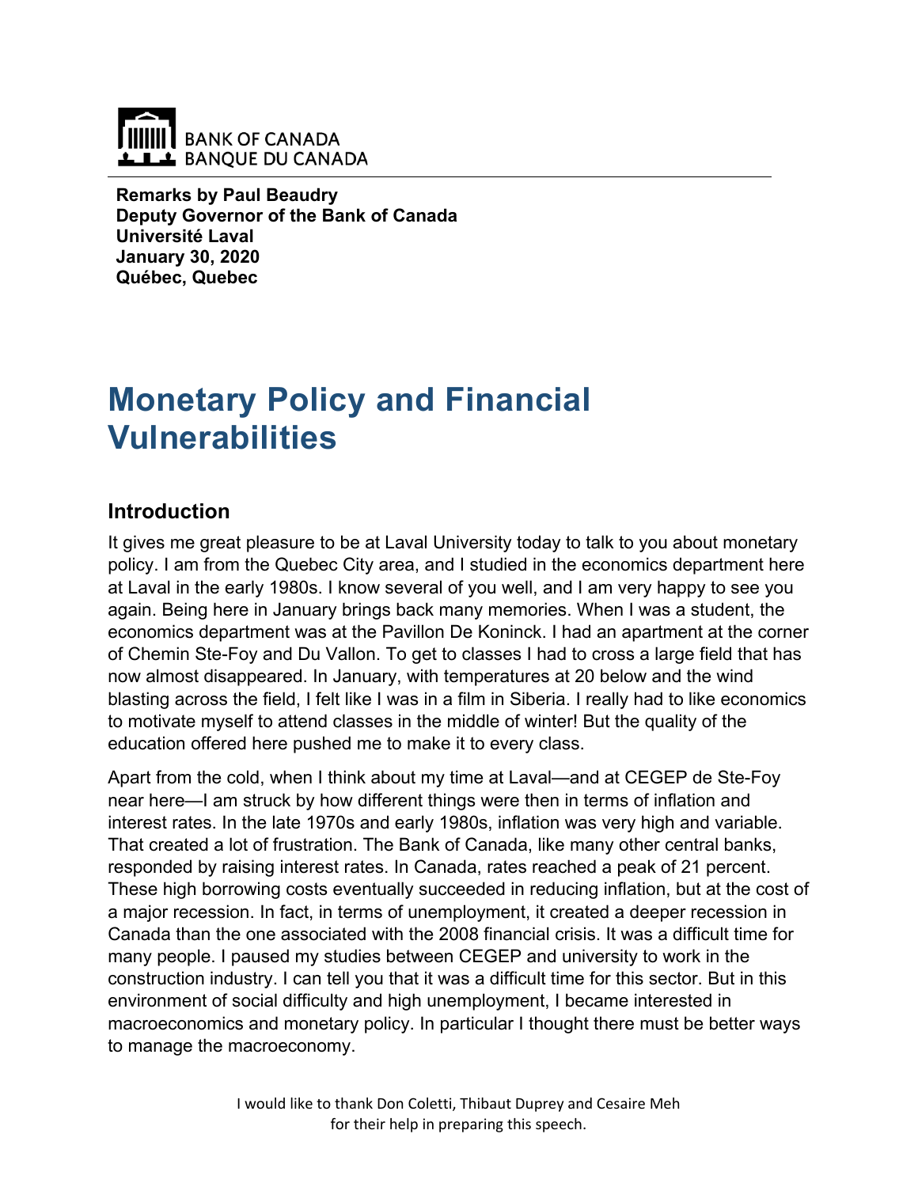BANK OF CANADA
BANQUE DU CANADA

**Remarks by Paul Beaudry**
**Deputy Governor of the Bank of Canada**
**Université Laval**
**January 30, 2020**
**Québec, Quebec**

# Monetary Policy and Financial Vulnerabilities

## Introduction

It gives me great pleasure to be at Laval University today to talk to you about monetary policy. I am from the Quebec City area, and I studied in the economics department here at Laval in the early 1980s. I know several of you well, and I am very happy to see you again. Being here in January brings back many memories. When I was a student, the economics department was at the Pavillon De Koninck. I had an apartment at the corner of Chemin Ste-Foy and Du Vallon. To get to classes I had to cross a large field that has now almost disappeared. In January, with temperatures at 20 below and the wind blasting across the field, I felt like I was in a film in Siberia. I really had to like economics to motivate myself to attend classes in the middle of winter! But the quality of the education offered here pushed me to make it to every class.

Apart from the cold, when I think about my time at Laval—and at CEGEP de Ste-Foy near here—I am struck by how different things were then in terms of inflation and interest rates. In the late 1970s and early 1980s, inflation was very high and variable. That created a lot of frustration. The Bank of Canada, like many other central banks, responded by raising interest rates. In Canada, rates reached a peak of 21 percent. These high borrowing costs eventually succeeded in reducing inflation, but at the cost of a major recession. In fact, in terms of unemployment, it created a deeper recession in Canada than the one associated with the 2008 financial crisis. It was a difficult time for many people. I paused my studies between CEGEP and university to work in the construction industry. I can tell you that it was a difficult time for this sector. But in this environment of social difficulty and high unemployment, I became interested in macroeconomics and monetary policy. In particular I thought there must be better ways to manage the macroeconomy.

I would like to thank Don Coletti, Thibaut Duprey and Cesaire Meh for their help in preparing this speech.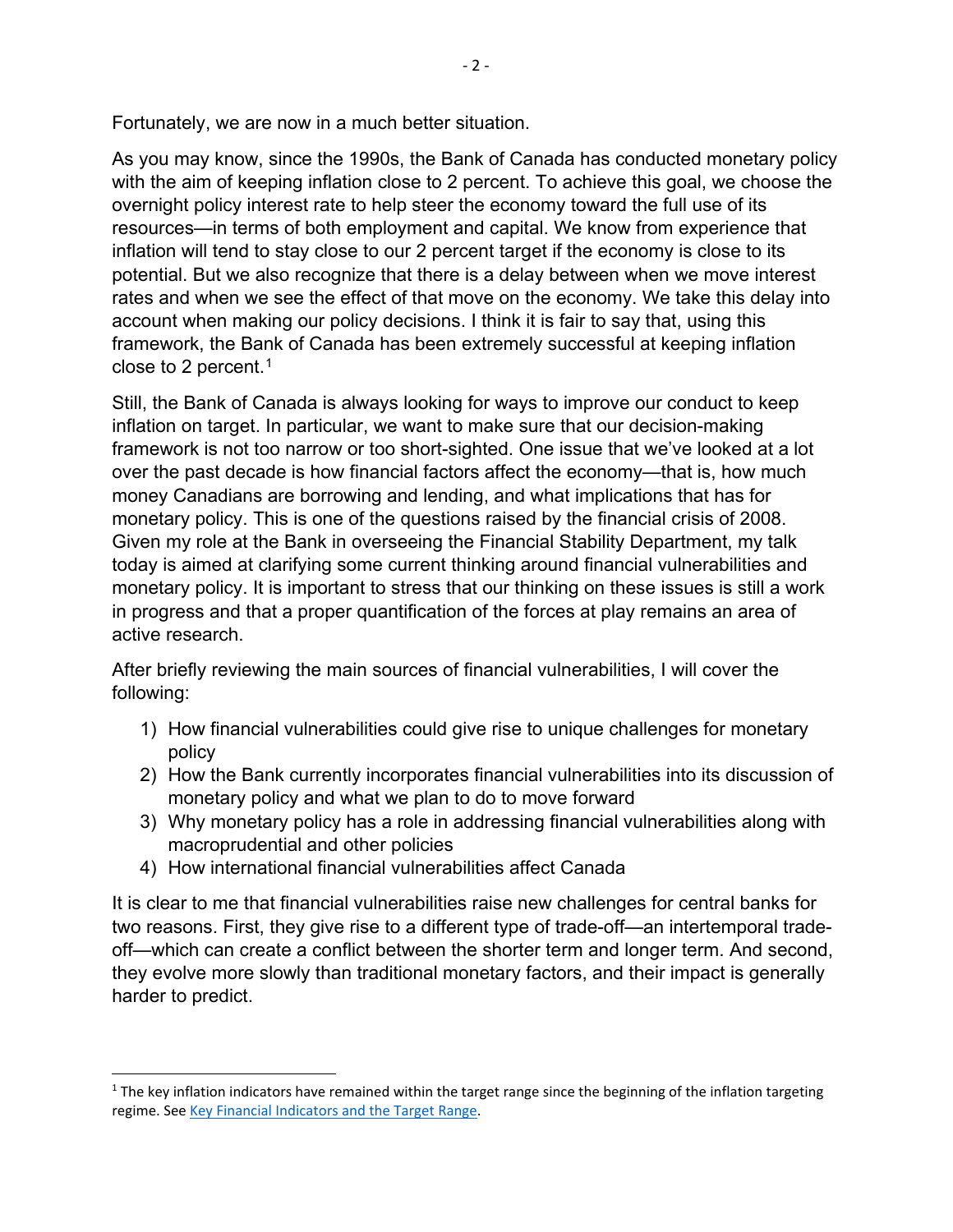Fortunately, we are now in a much better situation.

As you may know, since the 1990s, the Bank of Canada has conducted monetary policy with the aim of keeping inflation close to 2 percent. To achieve this goal, we choose the overnight policy interest rate to help steer the economy toward the full use of its resources—in terms of both employment and capital. We know from experience that inflation will tend to stay close to our 2 percent target if the economy is close to its potential. But we also recognize that there is a delay between when we move interest rates and when we see the effect of that move on the economy. We take this delay into account when making our policy decisions. I think it is fair to say that, using this framework, the Bank of Canada has been extremely successful at keeping inflation close to 2 percent.[1]

Still, the Bank of Canada is always looking for ways to improve our conduct to keep inflation on target. In particular, we want to make sure that our decision-making framework is not too narrow or too short-sighted. One issue that we've looked at a lot over the past decade is how financial factors affect the economy—that is, how much money Canadians are borrowing and lending, and what implications that has for monetary policy. This is one of the questions raised by the financial crisis of 2008. Given my role at the Bank in overseeing the Financial Stability Department, my talk today is aimed at clarifying some current thinking around financial vulnerabilities and monetary policy. It is important to stress that our thinking on these issues is still a work in progress and that a proper quantification of the forces at play remains an area of active research.

After briefly reviewing the main sources of financial vulnerabilities, I will cover the following:

1) How financial vulnerabilities could give rise to unique challenges for monetary policy
2) How the Bank currently incorporates financial vulnerabilities into its discussion of monetary policy and what we plan to do to move forward
3) Why monetary policy has a role in addressing financial vulnerabilities along with macroprudential and other policies
4) How international financial vulnerabilities affect Canada

It is clear to me that financial vulnerabilities raise new challenges for central banks for two reasons. First, they give rise to a different type of trade-off—an intertemporal trade-off—which can create a conflict between the shorter term and longer term. And second, they evolve more slowly than traditional monetary factors, and their impact is generally harder to predict.

---

[1] The key inflation indicators have remained within the target range since the beginning of the inflation targeting regime. See Key Financial Indicators and the Target Range.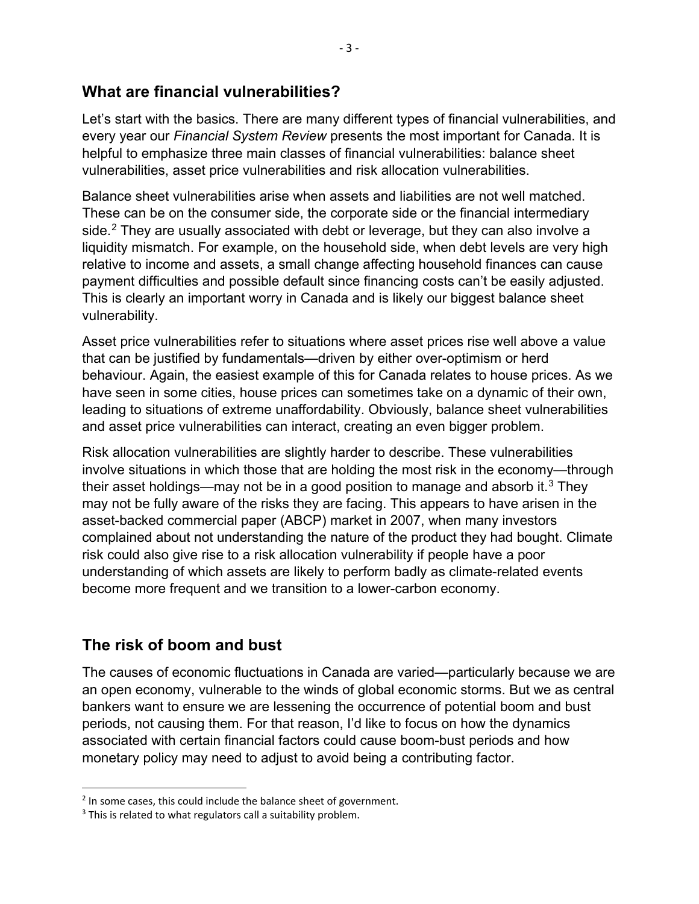## What are financial vulnerabilities?

Let's start with the basics. There are many different types of financial vulnerabilities, and every year our *Financial System Review* presents the most important for Canada. It is helpful to emphasize three main classes of financial vulnerabilities: balance sheet vulnerabilities, asset price vulnerabilities and risk allocation vulnerabilities.

Balance sheet vulnerabilities arise when assets and liabilities are not well matched. These can be on the consumer side, the corporate side or the financial intermediary side.[2] They are usually associated with debt or leverage, but they can also involve a liquidity mismatch. For example, on the household side, when debt levels are very high relative to income and assets, a small change affecting household finances can cause payment difficulties and possible default since financing costs can't be easily adjusted. This is clearly an important worry in Canada and is likely our biggest balance sheet vulnerability.

Asset price vulnerabilities refer to situations where asset prices rise well above a value that can be justified by fundamentals—driven by either over-optimism or herd behaviour. Again, the easiest example of this for Canada relates to house prices. As we have seen in some cities, house prices can sometimes take on a dynamic of their own, leading to situations of extreme unaffordability. Obviously, balance sheet vulnerabilities and asset price vulnerabilities can interact, creating an even bigger problem.

Risk allocation vulnerabilities are slightly harder to describe. These vulnerabilities involve situations in which those that are holding the most risk in the economy—through their asset holdings—may not be in a good position to manage and absorb it.[3] They may not be fully aware of the risks they are facing. This appears to have arisen in the asset-backed commercial paper (ABCP) market in 2007, when many investors complained about not understanding the nature of the product they had bought. Climate risk could also give rise to a risk allocation vulnerability if people have a poor understanding of which assets are likely to perform badly as climate-related events become more frequent and we transition to a lower-carbon economy.

## The risk of boom and bust

The causes of economic fluctuations in Canada are varied—particularly because we are an open economy, vulnerable to the winds of global economic storms. But we as central bankers want to ensure we are lessening the occurrence of potential boom and bust periods, not causing them. For that reason, I'd like to focus on how the dynamics associated with certain financial factors could cause boom-bust periods and how monetary policy may need to adjust to avoid being a contributing factor.

---

[2] In some cases, this could include the balance sheet of government.

[3] This is related to what regulators call a suitability problem.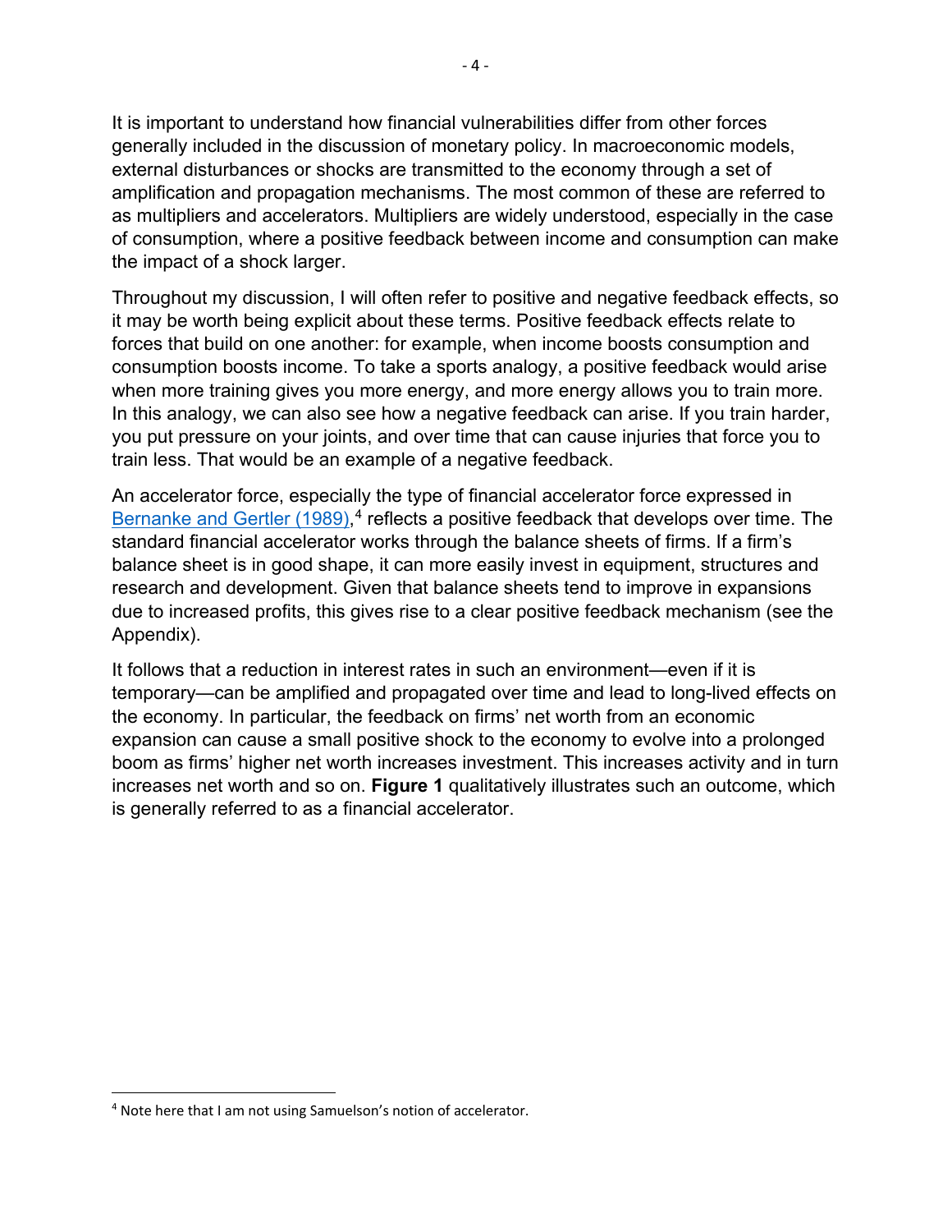It is important to understand how financial vulnerabilities differ from other forces generally included in the discussion of monetary policy. In macroeconomic models, external disturbances or shocks are transmitted to the economy through a set of amplification and propagation mechanisms. The most common of these are referred to as multipliers and accelerators. Multipliers are widely understood, especially in the case of consumption, where a positive feedback between income and consumption can make the impact of a shock larger.

Throughout my discussion, I will often refer to positive and negative feedback effects, so it may be worth being explicit about these terms. Positive feedback effects relate to forces that build on one another: for example, when income boosts consumption and consumption boosts income. To take a sports analogy, a positive feedback would arise when more training gives you more energy, and more energy allows you to train more. In this analogy, we can also see how a negative feedback can arise. If you train harder, you put pressure on your joints, and over time that can cause injuries that force you to train less. That would be an example of a negative feedback.

An accelerator force, especially the type of financial accelerator force expressed in Bernanke and Gertler (1989),[4] reflects a positive feedback that develops over time. The standard financial accelerator works through the balance sheets of firms. If a firm's balance sheet is in good shape, it can more easily invest in equipment, structures and research and development. Given that balance sheets tend to improve in expansions due to increased profits, this gives rise to a clear positive feedback mechanism (see the Appendix).

It follows that a reduction in interest rates in such an environment—even if it is temporary—can be amplified and propagated over time and lead to long-lived effects on the economy. In particular, the feedback on firms' net worth from an economic expansion can cause a small positive shock to the economy to evolve into a prolonged boom as firms' higher net worth increases investment. This increases activity and in turn increases net worth and so on. **Figure 1** qualitatively illustrates such an outcome, which is generally referred to as a financial accelerator.

[4] Note here that I am not using Samuelson's notion of accelerator.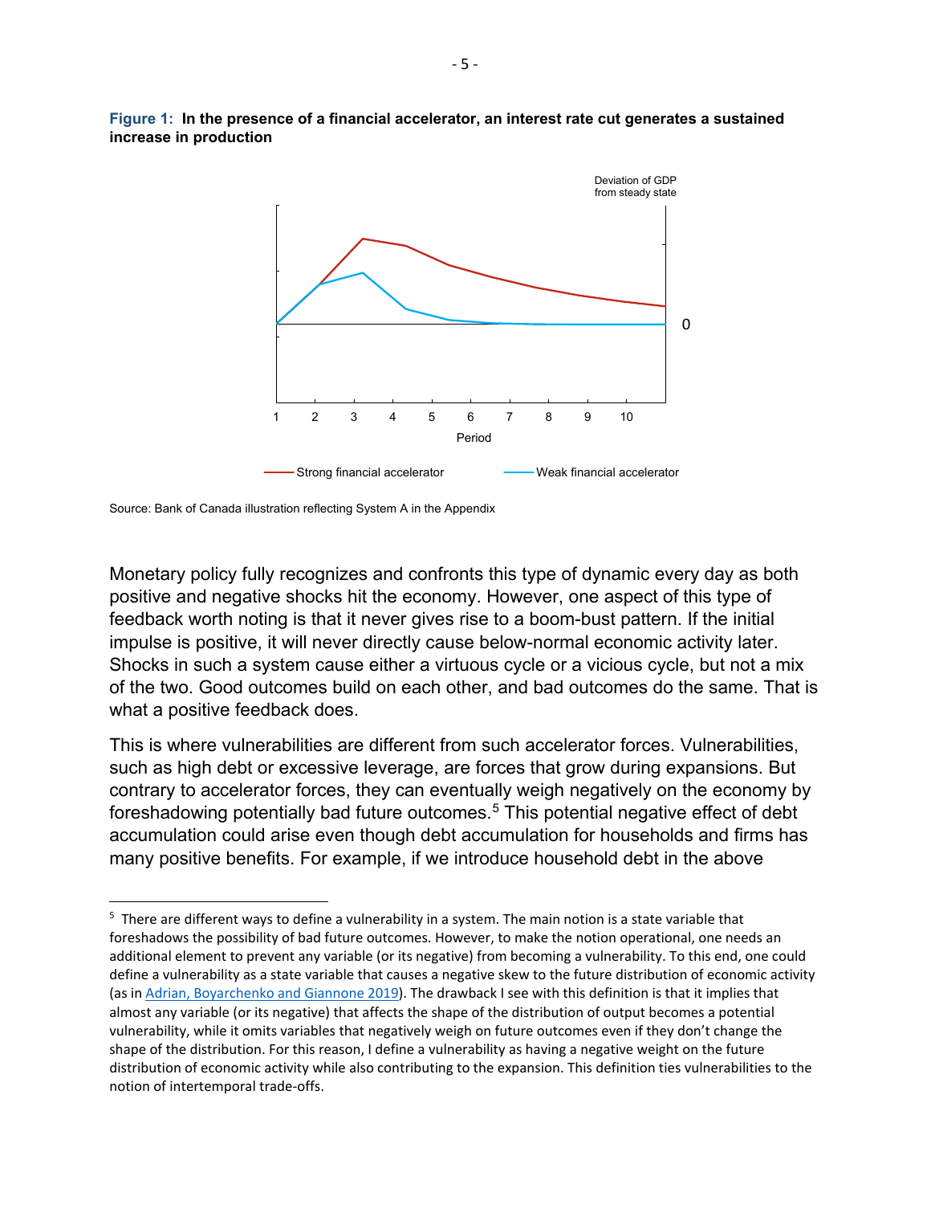**Figure 1: In the presence of a financial accelerator, an interest rate cut generates a sustained increase in production**

Source: Bank of Canada illustration reflecting System A in the Appendix

Monetary policy fully recognizes and confronts this type of dynamic every day as both positive and negative shocks hit the economy. However, one aspect of this type of feedback worth noting is that it never gives rise to a boom-bust pattern. If the initial impulse is positive, it will never directly cause below-normal economic activity later. Shocks in such a system cause either a virtuous cycle or a vicious cycle, but not a mix of the two. Good outcomes build on each other, and bad outcomes do the same. That is what a positive feedback does.

This is where vulnerabilities are different from such accelerator forces. Vulnerabilities, such as high debt or excessive leverage, are forces that grow during expansions. But contrary to accelerator forces, they can eventually weigh negatively on the economy by foreshadowing potentially bad future outcomes.[5] This potential negative effect of debt accumulation could arise even though debt accumulation for households and firms has many positive benefits. For example, if we introduce household debt in the above

---

[5] There are different ways to define a vulnerability in a system. The main notion is a state variable that foreshadows the possibility of bad future outcomes. However, to make the notion operational, one needs an additional element to prevent any variable (or its negative) from becoming a vulnerability. To this end, one could define a vulnerability as a state variable that causes a negative skew to the future distribution of economic activity (as in Adrian, Boyarchenko and Giannone 2019). The drawback I see with this definition is that it implies that almost any variable (or its negative) that affects the shape of the distribution of output becomes a potential vulnerability, while it omits variables that negatively weigh on future outcomes even if they don't change the shape of the distribution. For this reason, I define a vulnerability as having a negative weight on the future distribution of economic activity while also contributing to the expansion. This definition ties vulnerabilities to the notion of intertemporal trade-offs.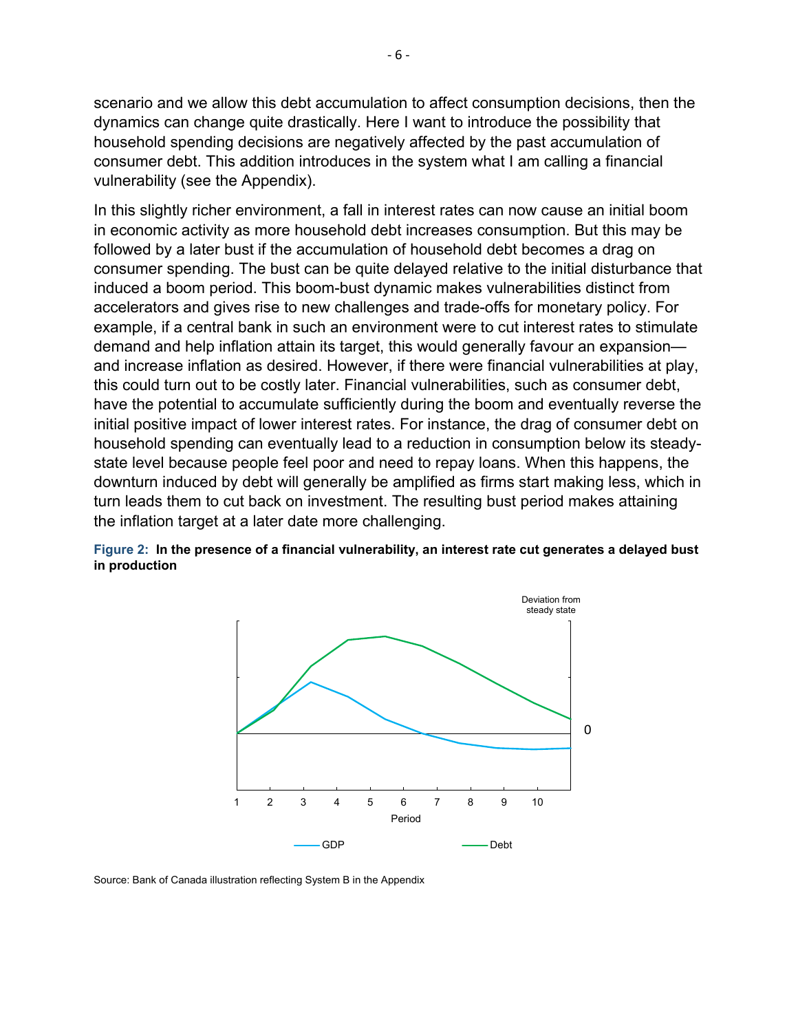scenario and we allow this debt accumulation to affect consumption decisions, then the dynamics can change quite drastically. Here I want to introduce the possibility that household spending decisions are negatively affected by the past accumulation of consumer debt. This addition introduces in the system what I am calling a financial vulnerability (see the Appendix).

In this slightly richer environment, a fall in interest rates can now cause an initial boom in economic activity as more household debt increases consumption. But this may be followed by a later bust if the accumulation of household debt becomes a drag on consumer spending. The bust can be quite delayed relative to the initial disturbance that induced a boom period. This boom-bust dynamic makes vulnerabilities distinct from accelerators and gives rise to new challenges and trade-offs for monetary policy. For example, if a central bank in such an environment were to cut interest rates to stimulate demand and help inflation attain its target, this would generally favour an expansion—and increase inflation as desired. However, if there were financial vulnerabilities at play, this could turn out to be costly later. Financial vulnerabilities, such as consumer debt, have the potential to accumulate sufficiently during the boom and eventually reverse the initial positive impact of lower interest rates. For instance, the drag of consumer debt on household spending can eventually lead to a reduction in consumption below its steady-state level because people feel poor and need to repay loans. When this happens, the downturn induced by debt will generally be amplified as firms start making less, which in turn leads them to cut back on investment. The resulting bust period makes attaining the inflation target at a later date more challenging.

**Figure 2: In the presence of a financial vulnerability, an interest rate cut generates a delayed bust in production**

Source: Bank of Canada illustration reflecting System B in the Appendix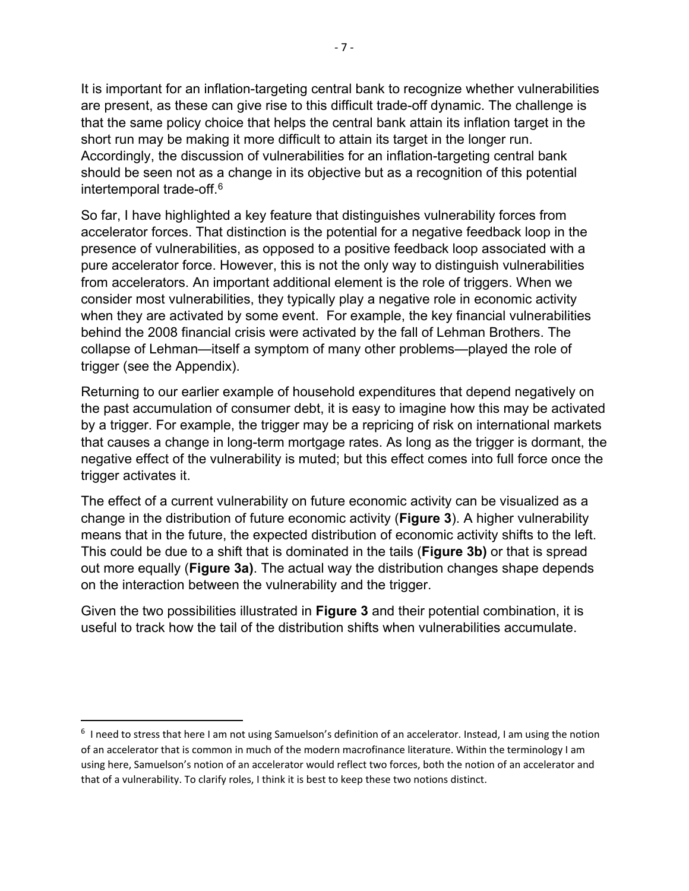It is important for an inflation-targeting central bank to recognize whether vulnerabilities are present, as these can give rise to this difficult trade-off dynamic. The challenge is that the same policy choice that helps the central bank attain its inflation target in the short run may be making it more difficult to attain its target in the longer run. Accordingly, the discussion of vulnerabilities for an inflation-targeting central bank should be seen not as a change in its objective but as a recognition of this potential intertemporal trade-off.[6]

So far, I have highlighted a key feature that distinguishes vulnerability forces from accelerator forces. That distinction is the potential for a negative feedback loop in the presence of vulnerabilities, as opposed to a positive feedback loop associated with a pure accelerator force. However, this is not the only way to distinguish vulnerabilities from accelerators. An important additional element is the role of triggers. When we consider most vulnerabilities, they typically play a negative role in economic activity when they are activated by some event. For example, the key financial vulnerabilities behind the 2008 financial crisis were activated by the fall of Lehman Brothers. The collapse of Lehman—itself a symptom of many other problems—played the role of trigger (see the Appendix).

Returning to our earlier example of household expenditures that depend negatively on the past accumulation of consumer debt, it is easy to imagine how this may be activated by a trigger. For example, the trigger may be a repricing of risk on international markets that causes a change in long-term mortgage rates. As long as the trigger is dormant, the negative effect of the vulnerability is muted; but this effect comes into full force once the trigger activates it.

The effect of a current vulnerability on future economic activity can be visualized as a change in the distribution of future economic activity (**Figure 3**). A higher vulnerability means that in the future, the expected distribution of economic activity shifts to the left. This could be due to a shift that is dominated in the tails (**Figure 3b)** or that is spread out more equally (**Figure 3a)**. The actual way the distribution changes shape depends on the interaction between the vulnerability and the trigger.

Given the two possibilities illustrated in **Figure 3** and their potential combination, it is useful to track how the tail of the distribution shifts when vulnerabilities accumulate.

[6] I need to stress that here I am not using Samuelson's definition of an accelerator. Instead, I am using the notion of an accelerator that is common in much of the modern macrofinance literature. Within the terminology I am using here, Samuelson's notion of an accelerator would reflect two forces, both the notion of an accelerator and that of a vulnerability. To clarify roles, I think it is best to keep these two notions distinct.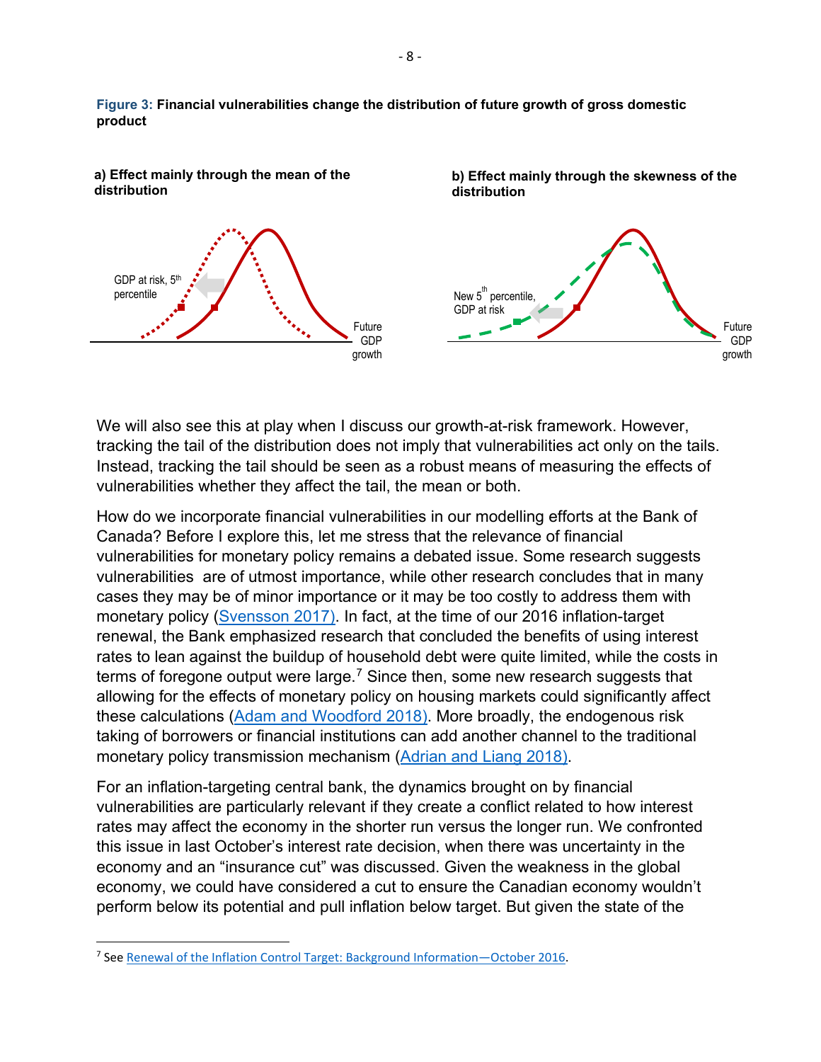**Figure 3:** **Financial vulnerabilities change the distribution of future growth of gross domestic product**

**a) Effect mainly through the mean of the distribution**

GDP at risk, 5th percentile

Future GDP growth

**b) Effect mainly through the skewness of the distribution**

New 5th percentile, GDP at risk

Future GDP growth

We will also see this at play when I discuss our growth-at-risk framework. However, tracking the tail of the distribution does not imply that vulnerabilities act only on the tails. Instead, tracking the tail should be seen as a robust means of measuring the effects of vulnerabilities whether they affect the tail, the mean or both.

How do we incorporate financial vulnerabilities in our modelling efforts at the Bank of Canada? Before I explore this, let me stress that the relevance of financial vulnerabilities for monetary policy remains a debated issue. Some research suggests vulnerabilities are of utmost importance, while other research concludes that in many cases they may be of minor importance or it may be too costly to address them with monetary policy (Svensson 2017). In fact, at the time of our 2016 inflation-target renewal, the Bank emphasized research that concluded the benefits of using interest rates to lean against the buildup of household debt were quite limited, while the costs in terms of foregone output were large.[7] Since then, some new research suggests that allowing for the effects of monetary policy on housing markets could significantly affect these calculations (Adam and Woodford 2018). More broadly, the endogenous risk taking of borrowers or financial institutions can add another channel to the traditional monetary policy transmission mechanism (Adrian and Liang 2018).

For an inflation-targeting central bank, the dynamics brought on by financial vulnerabilities are particularly relevant if they create a conflict related to how interest rates may affect the economy in the shorter run versus the longer run. We confronted this issue in last October's interest rate decision, when there was uncertainty in the economy and an "insurance cut" was discussed. Given the weakness in the global economy, we could have considered a cut to ensure the Canadian economy wouldn't perform below its potential and pull inflation below target. But given the state of the

[7] See Renewal of the Inflation Control Target: Background Information—October 2016.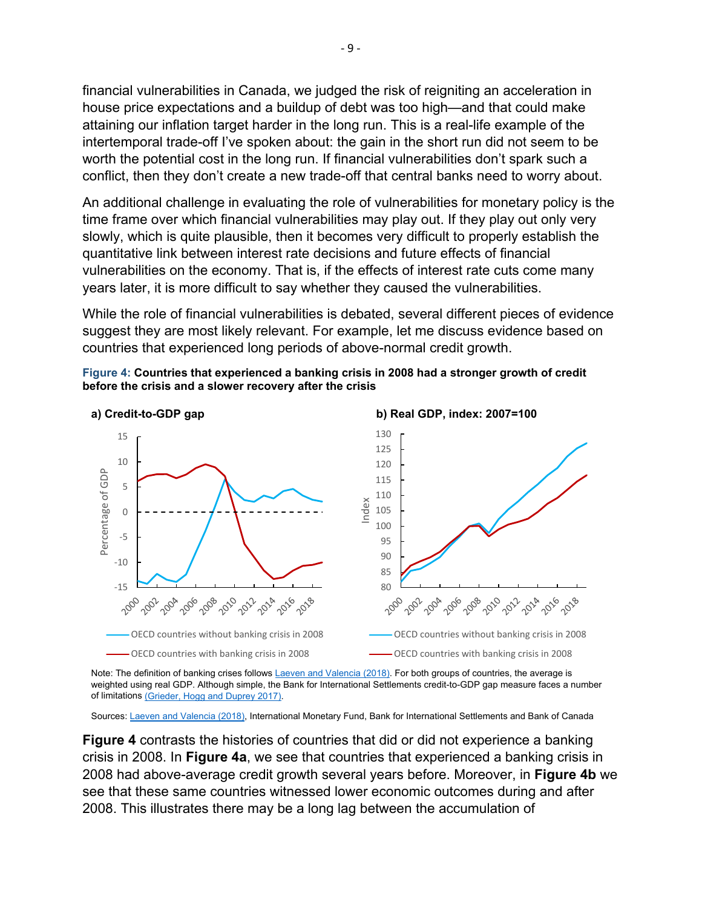financial vulnerabilities in Canada, we judged the risk of reigniting an acceleration in house price expectations and a buildup of debt was too high—and that could make attaining our inflation target harder in the long run. This is a real-life example of the intertemporal trade-off I've spoken about: the gain in the short run did not seem to be worth the potential cost in the long run. If financial vulnerabilities don't spark such a conflict, then they don't create a new trade-off that central banks need to worry about.

An additional challenge in evaluating the role of vulnerabilities for monetary policy is the time frame over which financial vulnerabilities may play out. If they play out only very slowly, which is quite plausible, then it becomes very difficult to properly establish the quantitative link between interest rate decisions and future effects of financial vulnerabilities on the economy. That is, if the effects of interest rate cuts come many years later, it is more difficult to say whether they caused the vulnerabilities.

While the role of financial vulnerabilities is debated, several different pieces of evidence suggest they are most likely relevant. For example, let me discuss evidence based on countries that experienced long periods of above-normal credit growth.

**Figure 4: Countries that experienced a banking crisis in 2008 had a stronger growth of credit before the crisis and a slower recovery after the crisis**

**a) Credit-to-GDP gap**

**b) Real GDP, index: 2007=100**

Note: The definition of banking crises follows Laeven and Valencia (2018). For both groups of countries, the average is weighted using real GDP. Although simple, the Bank for International Settlements credit-to-GDP gap measure faces a number of limitations (Grieder, Hogg and Duprey 2017).

Sources: Laeven and Valencia (2018), International Monetary Fund, Bank for International Settlements and Bank of Canada

**Figure 4** contrasts the histories of countries that did or did not experience a banking crisis in 2008. In **Figure 4a**, we see that countries that experienced a banking crisis in 2008 had above-average credit growth several years before. Moreover, in **Figure 4b** we see that these same countries witnessed lower economic outcomes during and after 2008. This illustrates there may be a long lag between the accumulation of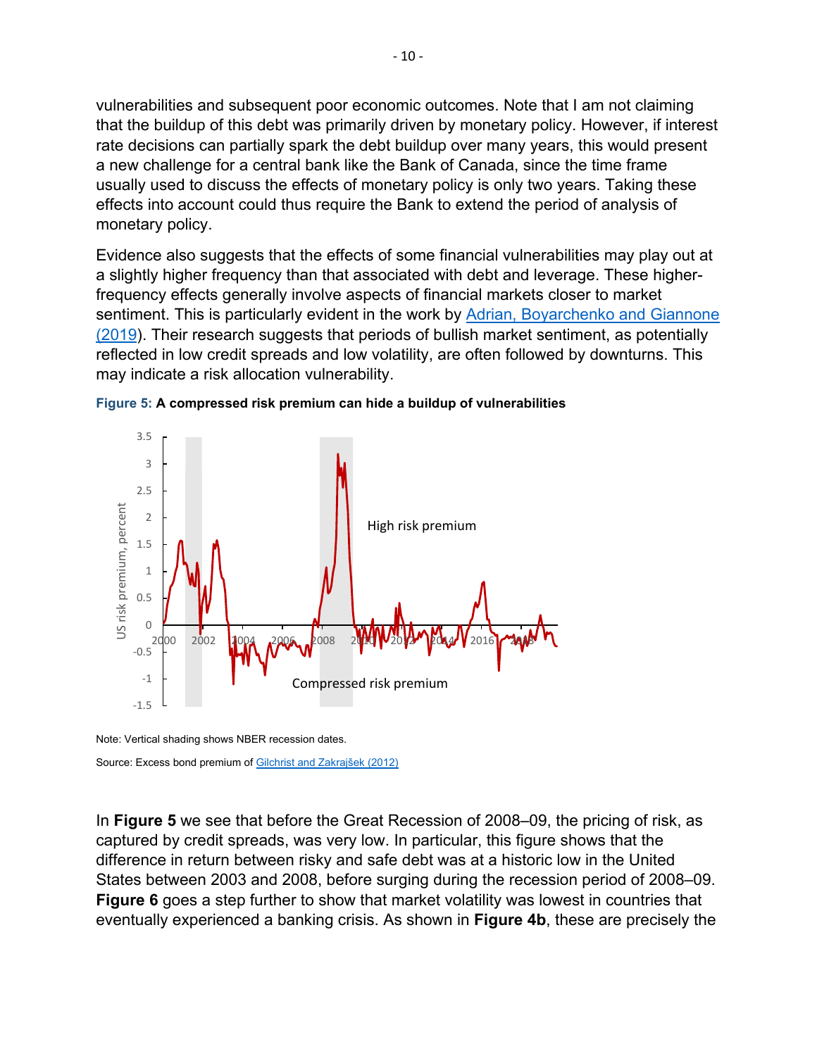vulnerabilities and subsequent poor economic outcomes. Note that I am not claiming that the buildup of this debt was primarily driven by monetary policy. However, if interest rate decisions can partially spark the debt buildup over many years, this would present a new challenge for a central bank like the Bank of Canada, since the time frame usually used to discuss the effects of monetary policy is only two years. Taking these effects into account could thus require the Bank to extend the period of analysis of monetary policy.

Evidence also suggests that the effects of some financial vulnerabilities may play out at a slightly higher frequency than that associated with debt and leverage. These higher-frequency effects generally involve aspects of financial markets closer to market sentiment. This is particularly evident in the work by Adrian, Boyarchenko and Giannone (2019). Their research suggests that periods of bullish market sentiment, as potentially reflected in low credit spreads and low volatility, are often followed by downturns. This may indicate a risk allocation vulnerability.

**Figure 5: A compressed risk premium can hide a buildup of vulnerabilities**

Note: Vertical shading shows NBER recession dates.

Source: Excess bond premium of Gilchrist and Zakrajšek (2012)

In **Figure 5** we see that before the Great Recession of 2008–09, the pricing of risk, as captured by credit spreads, was very low. In particular, this figure shows that the difference in return between risky and safe debt was at a historic low in the United States between 2003 and 2008, before surging during the recession period of 2008–09. **Figure 6** goes a step further to show that market volatility was lowest in countries that eventually experienced a banking crisis. As shown in **Figure 4b**, these are precisely the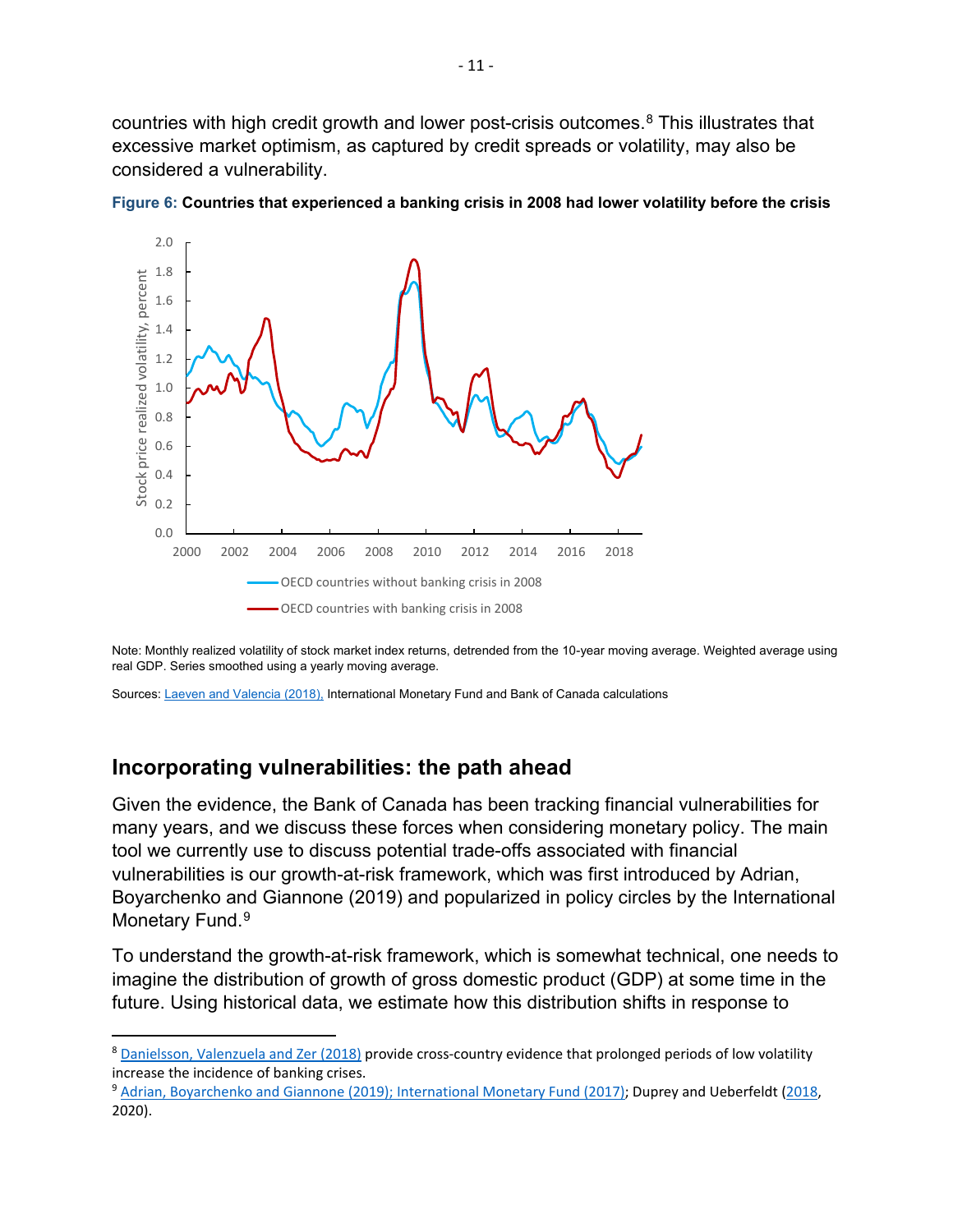countries with high credit growth and lower post-crisis outcomes.[8] This illustrates that excessive market optimism, as captured by credit spreads or volatility, may also be considered a vulnerability.

**Figure 6: Countries that experienced a banking crisis in 2008 had lower volatility before the crisis**

Note: Monthly realized volatility of stock market index returns, detrended from the 10-year moving average. Weighted average using real GDP. Series smoothed using a yearly moving average.

Sources: Laeven and Valencia (2018), International Monetary Fund and Bank of Canada calculations

## Incorporating vulnerabilities: the path ahead

Given the evidence, the Bank of Canada has been tracking financial vulnerabilities for many years, and we discuss these forces when considering monetary policy. The main tool we currently use to discuss potential trade-offs associated with financial vulnerabilities is our growth-at-risk framework, which was first introduced by Adrian, Boyarchenko and Giannone (2019) and popularized in policy circles by the International Monetary Fund.[9]

To understand the growth-at-risk framework, which is somewhat technical, one needs to imagine the distribution of growth of gross domestic product (GDP) at some time in the future. Using historical data, we estimate how this distribution shifts in response to

---

[8] Danielsson, Valenzuela and Zer (2018) provide cross-country evidence that prolonged periods of low volatility increase the incidence of banking crises.

[9] Adrian, Boyarchenko and Giannone (2019); International Monetary Fund (2017); Duprey and Ueberfeldt (2018, 2020).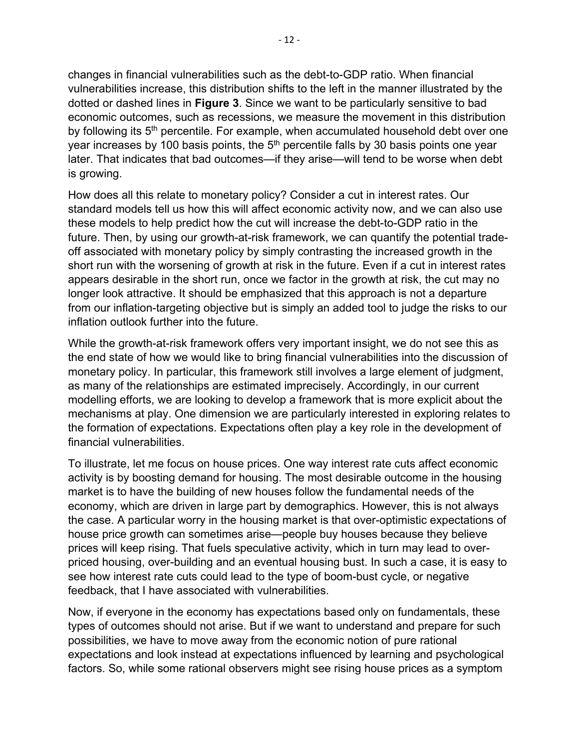changes in financial vulnerabilities such as the debt-to-GDP ratio. When financial vulnerabilities increase, this distribution shifts to the left in the manner illustrated by the dotted or dashed lines in **Figure 3**. Since we want to be particularly sensitive to bad economic outcomes, such as recessions, we measure the movement in this distribution by following its 5th percentile. For example, when accumulated household debt over one year increases by 100 basis points, the 5th percentile falls by 30 basis points one year later. That indicates that bad outcomes—if they arise—will tend to be worse when debt is growing.

How does all this relate to monetary policy? Consider a cut in interest rates. Our standard models tell us how this will affect economic activity now, and we can also use these models to help predict how the cut will increase the debt-to-GDP ratio in the future. Then, by using our growth-at-risk framework, we can quantify the potential trade-off associated with monetary policy by simply contrasting the increased growth in the short run with the worsening of growth at risk in the future. Even if a cut in interest rates appears desirable in the short run, once we factor in the growth at risk, the cut may no longer look attractive. It should be emphasized that this approach is not a departure from our inflation-targeting objective but is simply an added tool to judge the risks to our inflation outlook further into the future.

While the growth-at-risk framework offers very important insight, we do not see this as the end state of how we would like to bring financial vulnerabilities into the discussion of monetary policy. In particular, this framework still involves a large element of judgment, as many of the relationships are estimated imprecisely. Accordingly, in our current modelling efforts, we are looking to develop a framework that is more explicit about the mechanisms at play. One dimension we are particularly interested in exploring relates to the formation of expectations. Expectations often play a key role in the development of financial vulnerabilities.

To illustrate, let me focus on house prices. One way interest rate cuts affect economic activity is by boosting demand for housing. The most desirable outcome in the housing market is to have the building of new houses follow the fundamental needs of the economy, which are driven in large part by demographics. However, this is not always the case. A particular worry in the housing market is that over-optimistic expectations of house price growth can sometimes arise—people buy houses because they believe prices will keep rising. That fuels speculative activity, which in turn may lead to over-priced housing, over-building and an eventual housing bust. In such a case, it is easy to see how interest rate cuts could lead to the type of boom-bust cycle, or negative feedback, that I have associated with vulnerabilities.

Now, if everyone in the economy has expectations based only on fundamentals, these types of outcomes should not arise. But if we want to understand and prepare for such possibilities, we have to move away from the economic notion of pure rational expectations and look instead at expectations influenced by learning and psychological factors. So, while some rational observers might see rising house prices as a symptom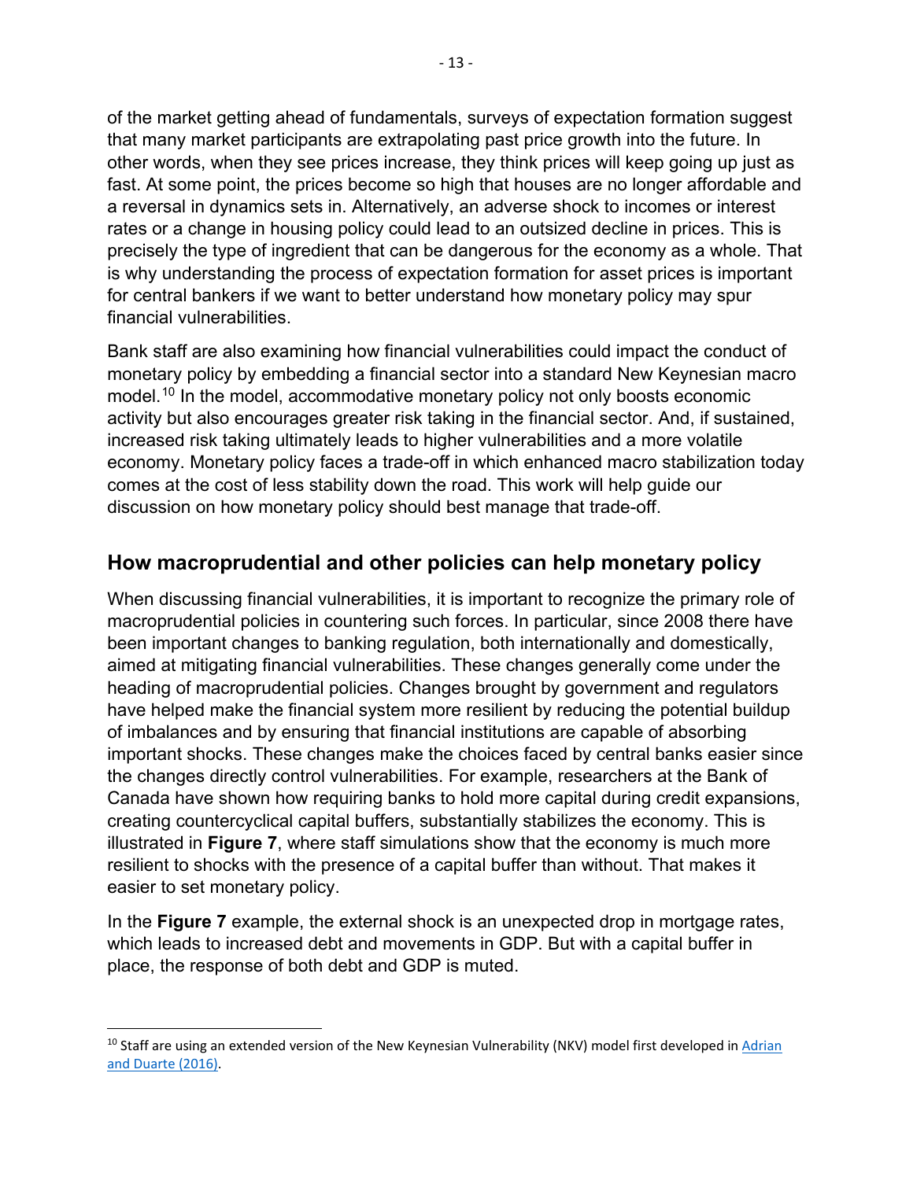of the market getting ahead of fundamentals, surveys of expectation formation suggest that many market participants are extrapolating past price growth into the future. In other words, when they see prices increase, they think prices will keep going up just as fast. At some point, the prices become so high that houses are no longer affordable and a reversal in dynamics sets in. Alternatively, an adverse shock to incomes or interest rates or a change in housing policy could lead to an outsized decline in prices. This is precisely the type of ingredient that can be dangerous for the economy as a whole. That is why understanding the process of expectation formation for asset prices is important for central bankers if we want to better understand how monetary policy may spur financial vulnerabilities.

Bank staff are also examining how financial vulnerabilities could impact the conduct of monetary policy by embedding a financial sector into a standard New Keynesian macro model.[10] In the model, accommodative monetary policy not only boosts economic activity but also encourages greater risk taking in the financial sector. And, if sustained, increased risk taking ultimately leads to higher vulnerabilities and a more volatile economy. Monetary policy faces a trade-off in which enhanced macro stabilization today comes at the cost of less stability down the road. This work will help guide our discussion on how monetary policy should best manage that trade-off.

## How macroprudential and other policies can help monetary policy

When discussing financial vulnerabilities, it is important to recognize the primary role of macroprudential policies in countering such forces. In particular, since 2008 there have been important changes to banking regulation, both internationally and domestically, aimed at mitigating financial vulnerabilities. These changes generally come under the heading of macroprudential policies. Changes brought by government and regulators have helped make the financial system more resilient by reducing the potential buildup of imbalances and by ensuring that financial institutions are capable of absorbing important shocks. These changes make the choices faced by central banks easier since the changes directly control vulnerabilities. For example, researchers at the Bank of Canada have shown how requiring banks to hold more capital during credit expansions, creating countercyclical capital buffers, substantially stabilizes the economy. This is illustrated in **Figure 7**, where staff simulations show that the economy is much more resilient to shocks with the presence of a capital buffer than without. That makes it easier to set monetary policy.

In the **Figure 7** example, the external shock is an unexpected drop in mortgage rates, which leads to increased debt and movements in GDP. But with a capital buffer in place, the response of both debt and GDP is muted.

---

[10] Staff are using an extended version of the New Keynesian Vulnerability (NKV) model first developed in Adrian and Duarte (2016).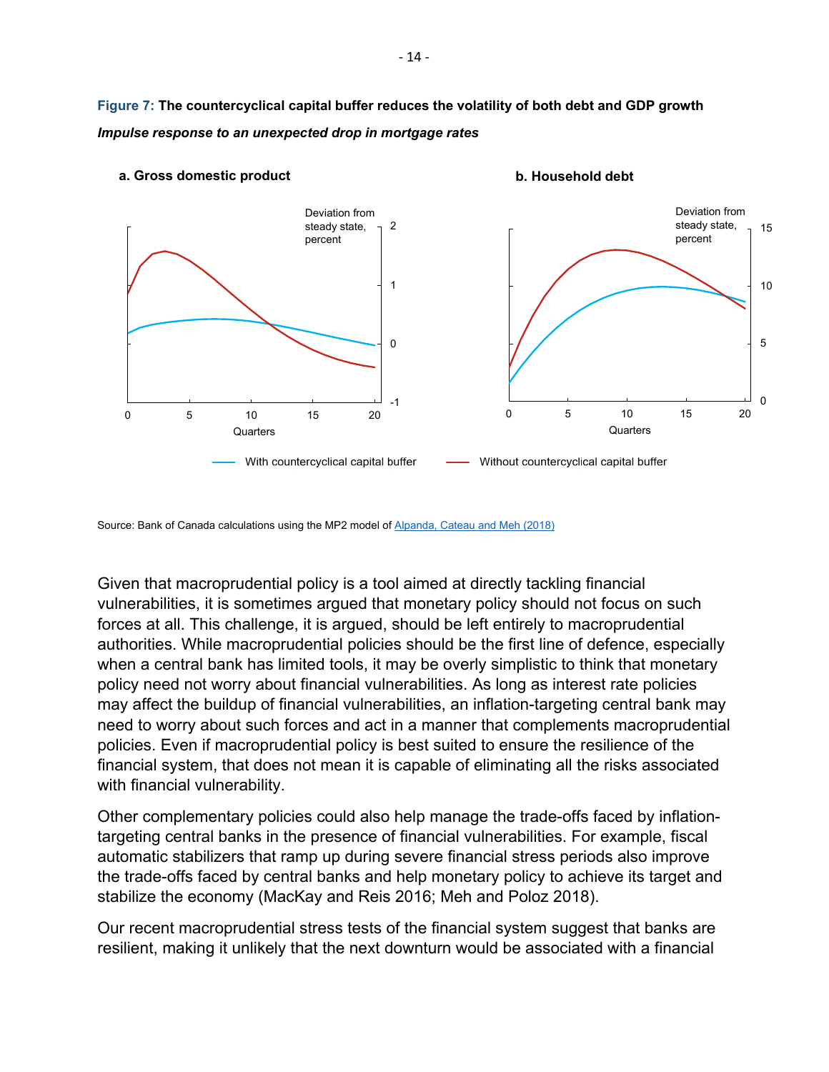**Figure 7: The countercyclical capital buffer reduces the volatility of both debt and GDP growth**

***Impulse response to an unexpected drop in mortgage rates***

**a. Gross domestic product**

**b. Household debt**

Source: Bank of Canada calculations using the MP2 model of Alpanda, Cateau and Meh (2018)

Given that macroprudential policy is a tool aimed at directly tackling financial vulnerabilities, it is sometimes argued that monetary policy should not focus on such forces at all. This challenge, it is argued, should be left entirely to macroprudential authorities. While macroprudential policies should be the first line of defence, especially when a central bank has limited tools, it may be overly simplistic to think that monetary policy need not worry about financial vulnerabilities. As long as interest rate policies may affect the buildup of financial vulnerabilities, an inflation-targeting central bank may need to worry about such forces and act in a manner that complements macroprudential policies. Even if macroprudential policy is best suited to ensure the resilience of the financial system, that does not mean it is capable of eliminating all the risks associated with financial vulnerability.

Other complementary policies could also help manage the trade-offs faced by inflation-targeting central banks in the presence of financial vulnerabilities. For example, fiscal automatic stabilizers that ramp up during severe financial stress periods also improve the trade-offs faced by central banks and help monetary policy to achieve its target and stabilize the economy (MacKay and Reis 2016; Meh and Poloz 2018).

Our recent macroprudential stress tests of the financial system suggest that banks are resilient, making it unlikely that the next downturn would be associated with a financial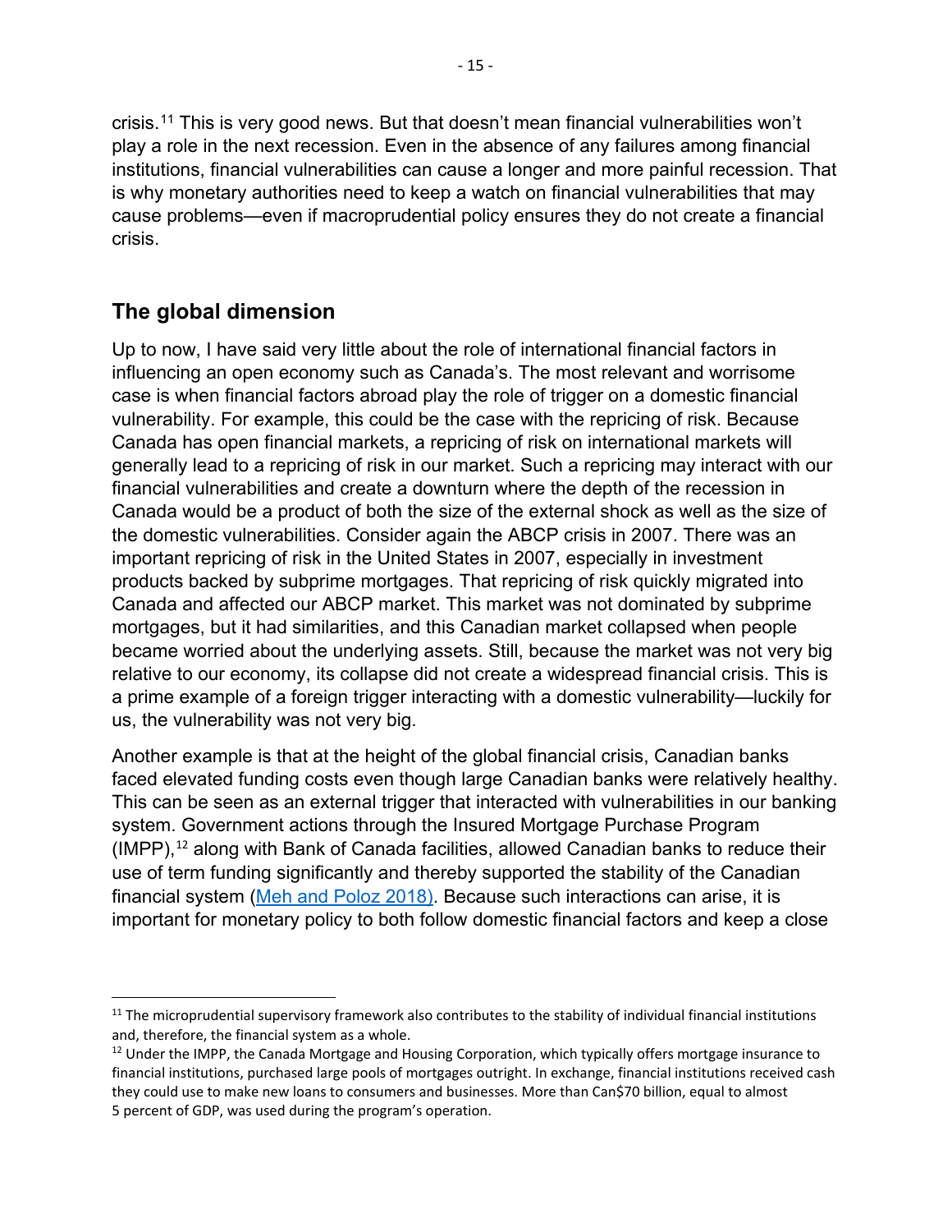crisis.[11] This is very good news. But that doesn't mean financial vulnerabilities won't play a role in the next recession. Even in the absence of any failures among financial institutions, financial vulnerabilities can cause a longer and more painful recession. That is why monetary authorities need to keep a watch on financial vulnerabilities that may cause problems—even if macroprudential policy ensures they do not create a financial crisis.

## The global dimension

Up to now, I have said very little about the role of international financial factors in influencing an open economy such as Canada's. The most relevant and worrisome case is when financial factors abroad play the role of trigger on a domestic financial vulnerability. For example, this could be the case with the repricing of risk. Because Canada has open financial markets, a repricing of risk on international markets will generally lead to a repricing of risk in our market. Such a repricing may interact with our financial vulnerabilities and create a downturn where the depth of the recession in Canada would be a product of both the size of the external shock as well as the size of the domestic vulnerabilities. Consider again the ABCP crisis in 2007. There was an important repricing of risk in the United States in 2007, especially in investment products backed by subprime mortgages. That repricing of risk quickly migrated into Canada and affected our ABCP market. This market was not dominated by subprime mortgages, but it had similarities, and this Canadian market collapsed when people became worried about the underlying assets. Still, because the market was not very big relative to our economy, its collapse did not create a widespread financial crisis. This is a prime example of a foreign trigger interacting with a domestic vulnerability—luckily for us, the vulnerability was not very big.

Another example is that at the height of the global financial crisis, Canadian banks faced elevated funding costs even though large Canadian banks were relatively healthy. This can be seen as an external trigger that interacted with vulnerabilities in our banking system. Government actions through the Insured Mortgage Purchase Program (IMPP),[12] along with Bank of Canada facilities, allowed Canadian banks to reduce their use of term funding significantly and thereby supported the stability of the Canadian financial system (Meh and Poloz 2018). Because such interactions can arise, it is important for monetary policy to both follow domestic financial factors and keep a close

---

[11] The microprudential supervisory framework also contributes to the stability of individual financial institutions and, therefore, the financial system as a whole.

[12] Under the IMPP, the Canada Mortgage and Housing Corporation, which typically offers mortgage insurance to financial institutions, purchased large pools of mortgages outright. In exchange, financial institutions received cash they could use to make new loans to consumers and businesses. More than Can$70 billion, equal to almost 5 percent of GDP, was used during the program's operation.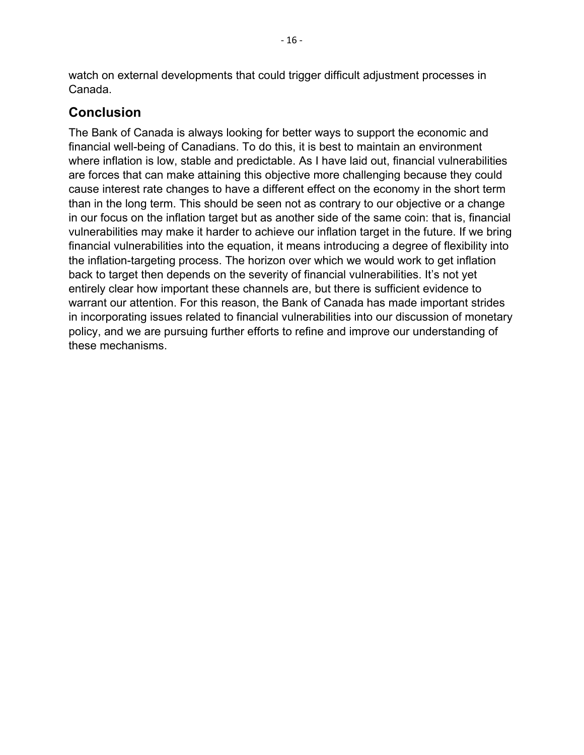watch on external developments that could trigger difficult adjustment processes in Canada.

## Conclusion

The Bank of Canada is always looking for better ways to support the economic and financial well-being of Canadians. To do this, it is best to maintain an environment where inflation is low, stable and predictable. As I have laid out, financial vulnerabilities are forces that can make attaining this objective more challenging because they could cause interest rate changes to have a different effect on the economy in the short term than in the long term. This should be seen not as contrary to our objective or a change in our focus on the inflation target but as another side of the same coin: that is, financial vulnerabilities may make it harder to achieve our inflation target in the future. If we bring financial vulnerabilities into the equation, it means introducing a degree of flexibility into the inflation-targeting process. The horizon over which we would work to get inflation back to target then depends on the severity of financial vulnerabilities. It's not yet entirely clear how important these channels are, but there is sufficient evidence to warrant our attention. For this reason, the Bank of Canada has made important strides in incorporating issues related to financial vulnerabilities into our discussion of monetary policy, and we are pursuing further efforts to refine and improve our understanding of these mechanisms.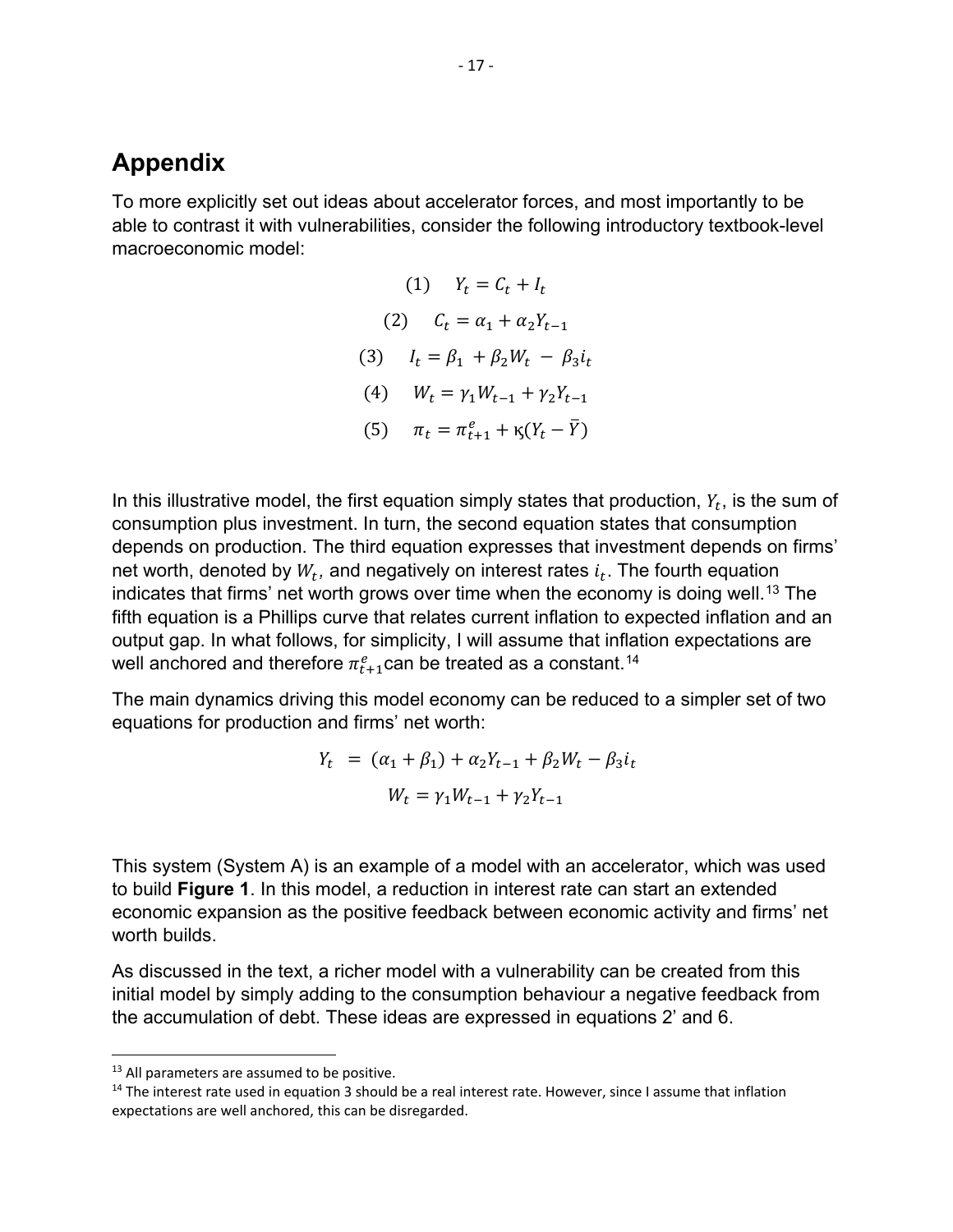## Appendix

To more explicitly set out ideas about accelerator forces, and most importantly to be able to contrast it with vulnerabilities, consider the following introductory textbook-level macroeconomic model:

$$(1) \quad Y_t = C_t + I_t$$

$$(2) \quad C_t = \alpha_1 + \alpha_2 Y_{t-1}$$

$$(3) \quad I_t = \beta_1 + \beta_2 W_t - \beta_3 i_t$$

$$(4) \quad W_t = \gamma_1 W_{t-1} + \gamma_2 Y_{t-1}$$

$$(5) \quad \pi_t = \pi_{t+1}^e + \varsigma(Y_t - \bar{Y})$$

In this illustrative model, the first equation simply states that production, $Y_t$, is the sum of consumption plus investment. In turn, the second equation states that consumption depends on production. The third equation expresses that investment depends on firms' net worth, denoted by $W_t$, and negatively on interest rates $i_t$. The fourth equation indicates that firms' net worth grows over time when the economy is doing well.[13] The fifth equation is a Phillips curve that relates current inflation to expected inflation and an output gap. In what follows, for simplicity, I will assume that inflation expectations are well anchored and therefore $\pi_{t+1}^e$can be treated as a constant.[14]

The main dynamics driving this model economy can be reduced to a simpler set of two equations for production and firms' net worth:

$$Y_t = (\alpha_1 + \beta_1) + \alpha_2 Y_{t-1} + \beta_2 W_t - \beta_3 i_t$$

$$W_t = \gamma_1 W_{t-1} + \gamma_2 Y_{t-1}$$

This system (System A) is an example of a model with an accelerator, which was used to build **Figure 1**. In this model, a reduction in interest rate can start an extended economic expansion as the positive feedback between economic activity and firms' net worth builds.

As discussed in the text, a richer model with a vulnerability can be created from this initial model by simply adding to the consumption behaviour a negative feedback from the accumulation of debt. These ideas are expressed in equations 2' and 6.

---

[13] All parameters are assumed to be positive.

[14] The interest rate used in equation 3 should be a real interest rate. However, since I assume that inflation expectations are well anchored, this can be disregarded.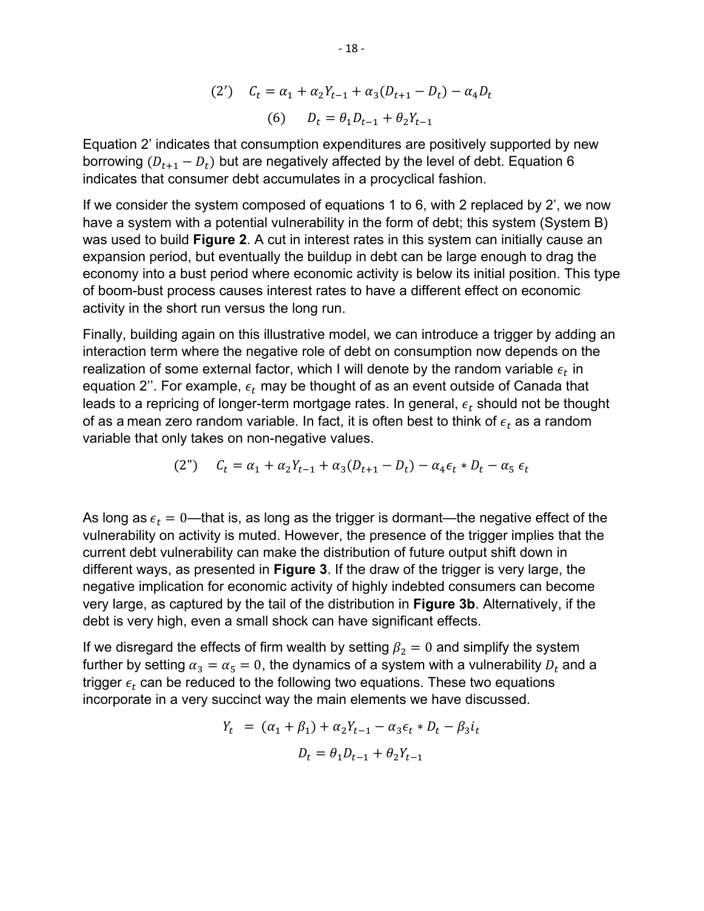$$(2') \quad C_t = \alpha_1 + \alpha_2 Y_{t-1} + \alpha_3 (D_{t+1} - D_t) - \alpha_4 D_t$$

$$(6) \quad D_t = \theta_1 D_{t-1} + \theta_2 Y_{t-1}$$

Equation 2' indicates that consumption expenditures are positively supported by new borrowing $(D_{t+1} - D_t)$ but are negatively affected by the level of debt. Equation 6 indicates that consumer debt accumulates in a procyclical fashion.

If we consider the system composed of equations 1 to 6, with 2 replaced by 2', we now have a system with a potential vulnerability in the form of debt; this system (System B) was used to build **Figure 2**. A cut in interest rates in this system can initially cause an expansion period, but eventually the buildup in debt can be large enough to drag the economy into a bust period where economic activity is below its initial position. This type of boom-bust process causes interest rates to have a different effect on economic activity in the short run versus the long run.

Finally, building again on this illustrative model, we can introduce a trigger by adding an interaction term where the negative role of debt on consumption now depends on the realization of some external factor, which I will denote by the random variable $\epsilon_t$ in equation 2''. For example, $\epsilon_t$ may be thought of as an event outside of Canada that leads to a repricing of longer-term mortgage rates. In general, $\epsilon_t$ should not be thought of as a mean zero random variable. In fact, it is often best to think of $\epsilon_t$ as a random variable that only takes on non-negative values.

$$(2") \quad C_t = \alpha_1 + \alpha_2 Y_{t-1} + \alpha_3 (D_{t+1} - D_t) - \alpha_4 \epsilon_t * D_t - \alpha_5 \epsilon_t$$

As long as $\epsilon_t = 0$—that is, as long as the trigger is dormant—the negative effect of the vulnerability on activity is muted. However, the presence of the trigger implies that the current debt vulnerability can make the distribution of future output shift down in different ways, as presented in **Figure 3**. If the draw of the trigger is very large, the negative implication for economic activity of highly indebted consumers can become very large, as captured by the tail of the distribution in **Figure 3b**. Alternatively, if the debt is very high, even a small shock can have significant effects.

If we disregard the effects of firm wealth by setting $\beta_2 = 0$ and simplify the system further by setting $\alpha_3 = \alpha_5 = 0$, the dynamics of a system with a vulnerability $D_t$ and a trigger $\epsilon_t$ can be reduced to the following two equations. These two equations incorporate in a very succinct way the main elements we have discussed.

$$Y_t = (\alpha_1 + \beta_1) + \alpha_2 Y_{t-1} - \alpha_3 \epsilon_t * D_t - \beta_3 i_t$$

$$D_t = \theta_1 D_{t-1} + \theta_2 Y_{t-1}$$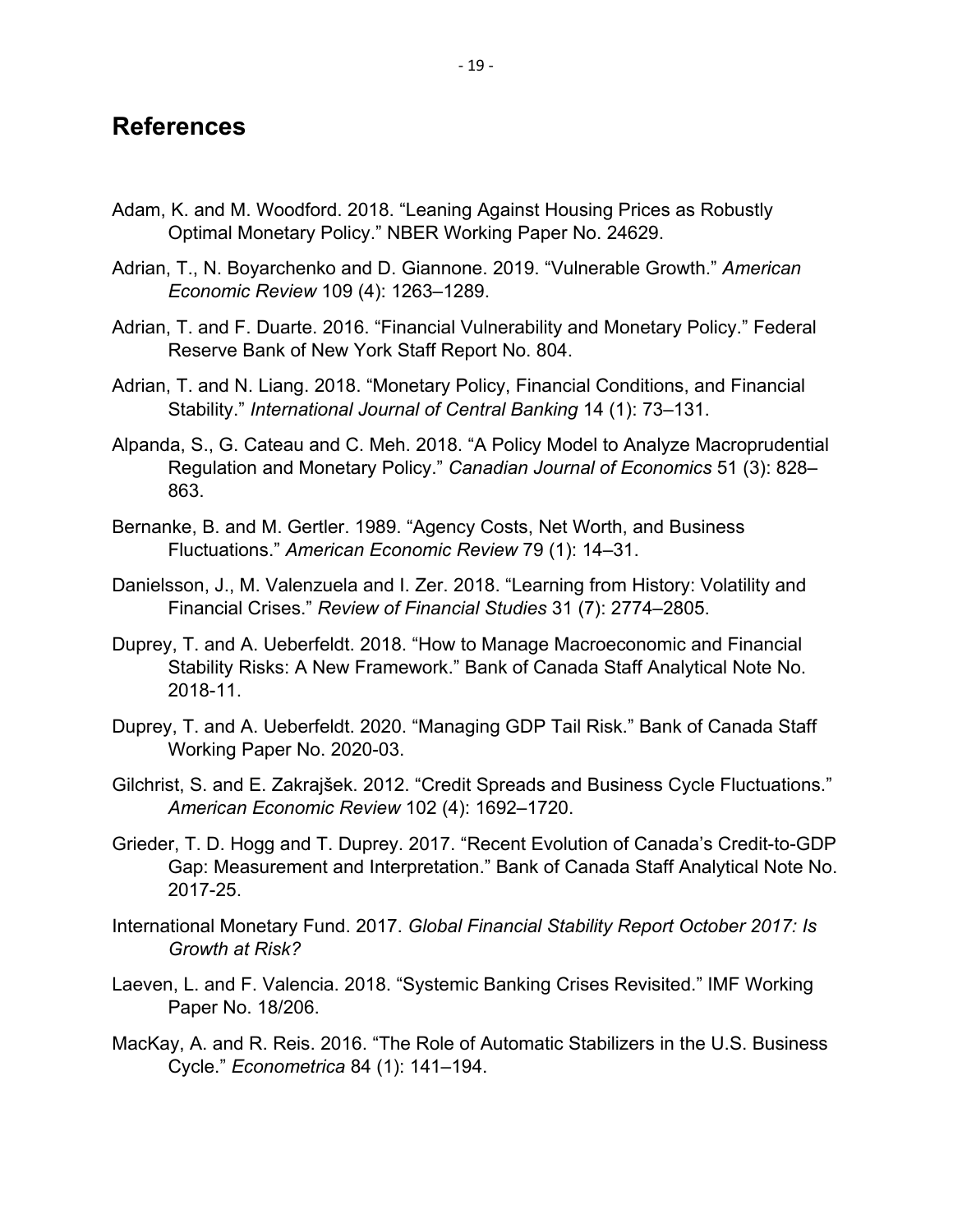## References

Adam, K. and M. Woodford. 2018. "Leaning Against Housing Prices as Robustly Optimal Monetary Policy." NBER Working Paper No. 24629.

Adrian, T., N. Boyarchenko and D. Giannone. 2019. "Vulnerable Growth." *American Economic Review* 109 (4): 1263–1289.

Adrian, T. and F. Duarte. 2016. "Financial Vulnerability and Monetary Policy." Federal Reserve Bank of New York Staff Report No. 804.

Adrian, T. and N. Liang. 2018. "Monetary Policy, Financial Conditions, and Financial Stability." *International Journal of Central Banking* 14 (1): 73–131.

Alpanda, S., G. Cateau and C. Meh. 2018. "A Policy Model to Analyze Macroprudential Regulation and Monetary Policy." *Canadian Journal of Economics* 51 (3): 828–863.

Bernanke, B. and M. Gertler. 1989. "Agency Costs, Net Worth, and Business Fluctuations." *American Economic Review* 79 (1): 14–31.

Danielsson, J., M. Valenzuela and I. Zer. 2018. "Learning from History: Volatility and Financial Crises." *Review of Financial Studies* 31 (7): 2774–2805.

Duprey, T. and A. Ueberfeldt. 2018. "How to Manage Macroeconomic and Financial Stability Risks: A New Framework." Bank of Canada Staff Analytical Note No. 2018-11.

Duprey, T. and A. Ueberfeldt. 2020. "Managing GDP Tail Risk." Bank of Canada Staff Working Paper No. 2020-03.

Gilchrist, S. and E. Zakrajšek. 2012. "Credit Spreads and Business Cycle Fluctuations." *American Economic Review* 102 (4): 1692–1720.

Grieder, T. D. Hogg and T. Duprey. 2017. "Recent Evolution of Canada's Credit-to-GDP Gap: Measurement and Interpretation." Bank of Canada Staff Analytical Note No. 2017-25.

International Monetary Fund. 2017. *Global Financial Stability Report October 2017: Is Growth at Risk?*

Laeven, L. and F. Valencia. 2018. "Systemic Banking Crises Revisited." IMF Working Paper No. 18/206.

MacKay, A. and R. Reis. 2016. "The Role of Automatic Stabilizers in the U.S. Business Cycle." *Econometrica* 84 (1): 141–194.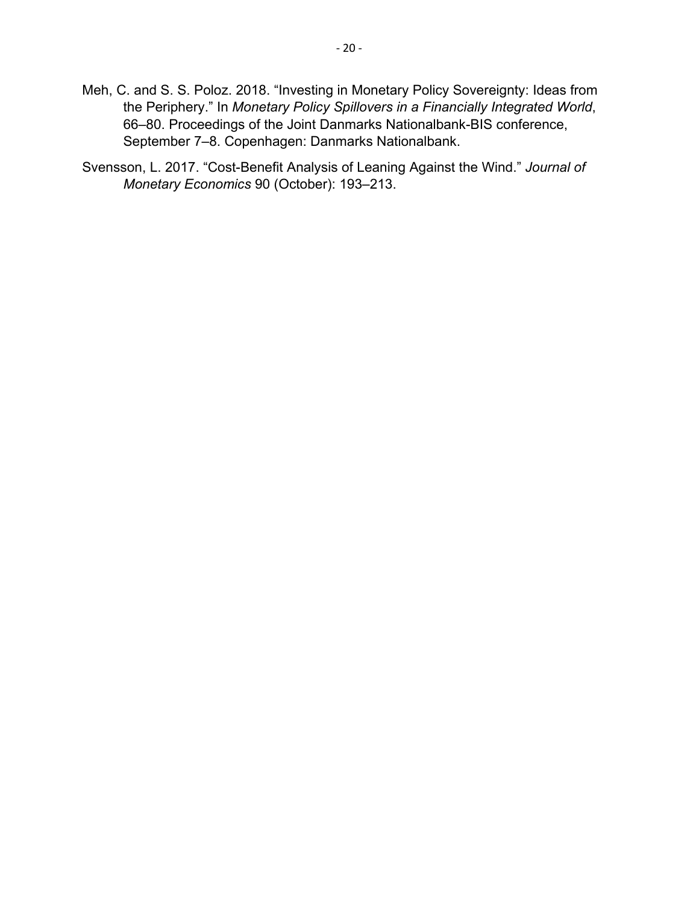Meh, C. and S. S. Poloz. 2018. "Investing in Monetary Policy Sovereignty: Ideas from the Periphery." In *Monetary Policy Spillovers in a Financially Integrated World*, 66–80. Proceedings of the Joint Danmarks Nationalbank-BIS conference, September 7–8. Copenhagen: Danmarks Nationalbank.

Svensson, L. 2017. "Cost-Benefit Analysis of Leaning Against the Wind." *Journal of Monetary Economics* 90 (October): 193–213.